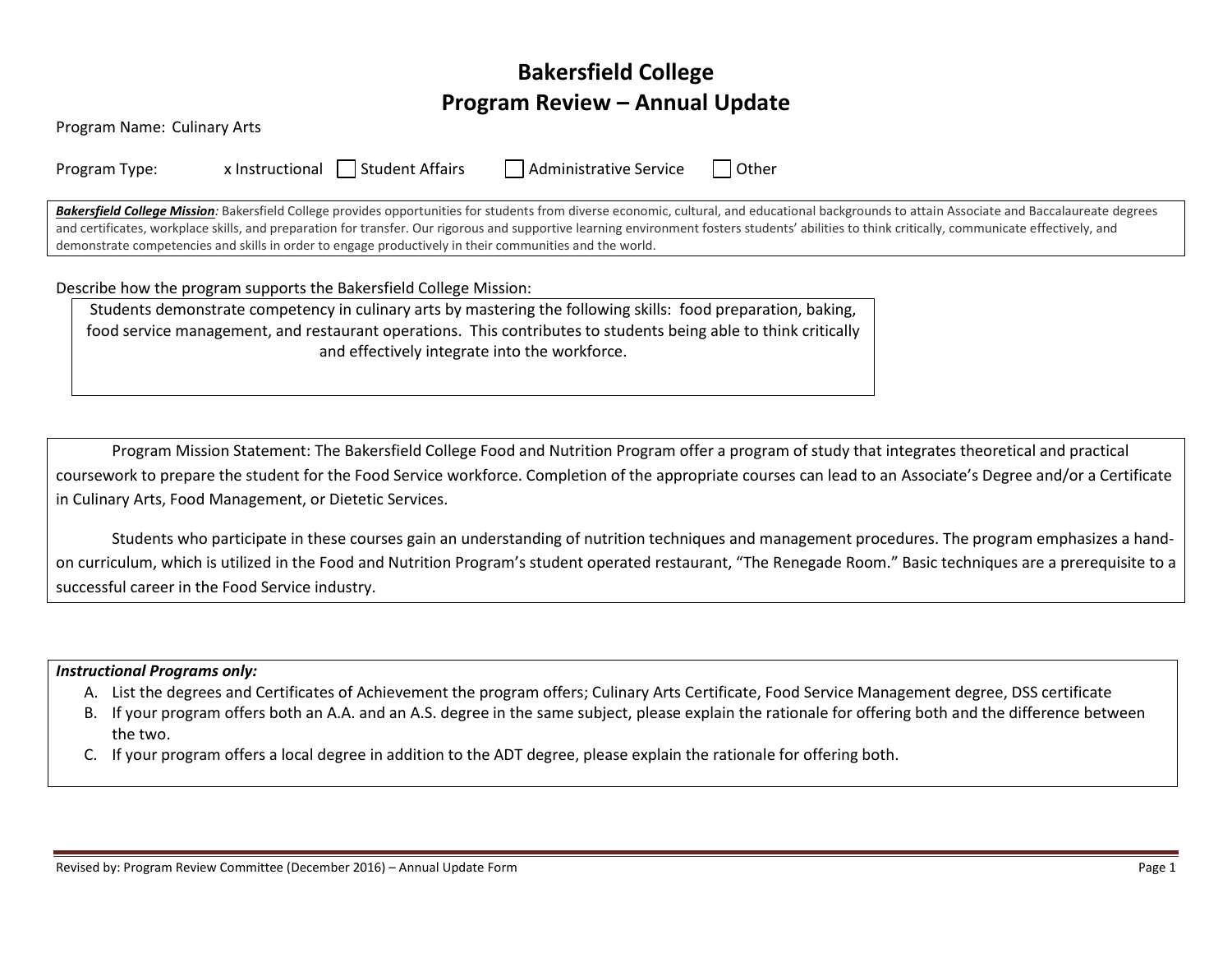# Bakersfield College
# Program Review – Annual Update

Program Name: Culinary Arts

Program Type: x Instructional ☐ Student Affairs ☐ Administrative Service ☐ Other

***Bakersfield College Mission**:* Bakersfield College provides opportunities for students from diverse economic, cultural, and educational backgrounds to attain Associate and Baccalaureate degrees and certificates, workplace skills, and preparation for transfer. Our rigorous and supportive learning environment fosters students' abilities to think critically, communicate effectively, and demonstrate competencies and skills in order to engage productively in their communities and the world.

Describe how the program supports the Bakersfield College Mission:

Students demonstrate competency in culinary arts by mastering the following skills: food preparation, baking, food service management, and restaurant operations. This contributes to students being able to think critically and effectively integrate into the workforce.

Program Mission Statement: The Bakersfield College Food and Nutrition Program offer a program of study that integrates theoretical and practical coursework to prepare the student for the Food Service workforce. Completion of the appropriate courses can lead to an Associate's Degree and/or a Certificate in Culinary Arts, Food Management, or Dietetic Services.

Students who participate in these courses gain an understanding of nutrition techniques and management procedures. The program emphasizes a hand-on curriculum, which is utilized in the Food and Nutrition Program's student operated restaurant, "The Renegade Room." Basic techniques are a prerequisite to a successful career in the Food Service industry.

***Instructional Programs only:***

A. List the degrees and Certificates of Achievement the program offers; Culinary Arts Certificate, Food Service Management degree, DSS certificate
B. If your program offers both an A.A. and an A.S. degree in the same subject, please explain the rationale for offering both and the difference between the two.
C. If your program offers a local degree in addition to the ADT degree, please explain the rationale for offering both.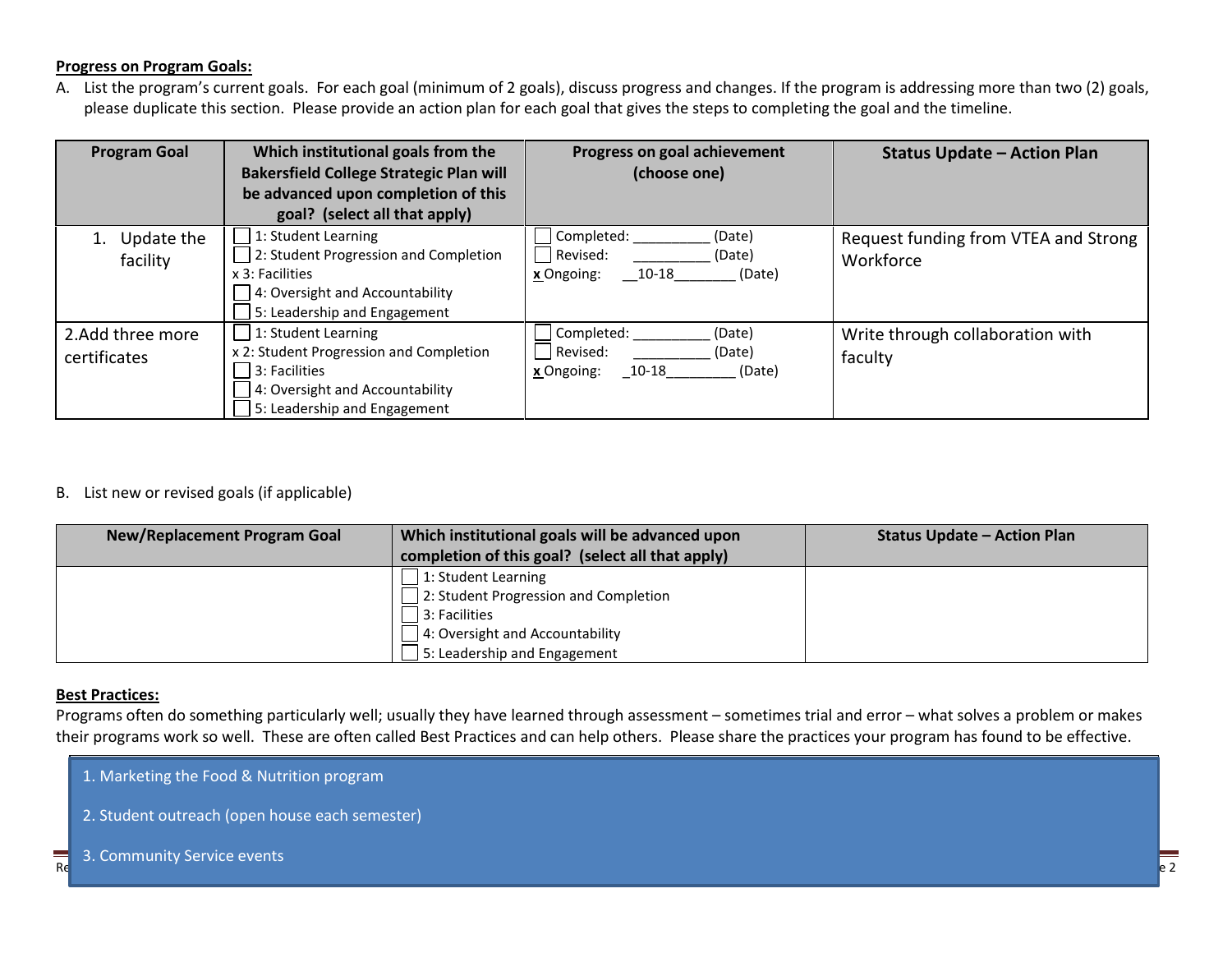**Progress on Program Goals:**

A. List the program's current goals. For each goal (minimum of 2 goals), discuss progress and changes. If the program is addressing more than two (2) goals, please duplicate this section. Please provide an action plan for each goal that gives the steps to completing the goal and the timeline.

| Program Goal | Which institutional goals from the Bakersfield College Strategic Plan will be advanced upon completion of this goal? (select all that apply) | Progress on goal achievement (choose one) | Status Update – Action Plan |
|---|---|---|---|
| 1. Update the facility | ☐ 1: Student Learning<br>☐ 2: Student Progression and Completion<br>x 3: Facilities<br>☐ 4: Oversight and Accountability<br>☐ 5: Leadership and Engagement | ☐ Completed: __________ (Date)<br>☐ Revised: __________ (Date)<br>**x** Ongoing: __10-18________ (Date) | Request funding from VTEA and Strong Workforce |
| 2.Add three more certificates | ☐ 1: Student Learning<br>x 2: Student Progression and Completion<br>☐ 3: Facilities<br>☐ 4: Oversight and Accountability<br>☐ 5: Leadership and Engagement | ☐ Completed: __________ (Date)<br>☐ Revised: __________ (Date)<br>**x** Ongoing: _10-18_________ (Date) | Write through collaboration with faculty |

B. List new or revised goals (if applicable)

| New/Replacement Program Goal | Which institutional goals will be advanced upon completion of this goal? (select all that apply) | Status Update – Action Plan |
|---|---|---|
| | ☐ 1: Student Learning<br>☐ 2: Student Progression and Completion<br>☐ 3: Facilities<br>☐ 4: Oversight and Accountability<br>☐ 5: Leadership and Engagement | |

**Best Practices:**

Programs often do something particularly well; usually they have learned through assessment – sometimes trial and error – what solves a problem or makes their programs work so well. These are often called Best Practices and can help others. Please share the practices your program has found to be effective.

1. Marketing the Food & Nutrition program
2. Student outreach (open house each semester)
3. Community Service events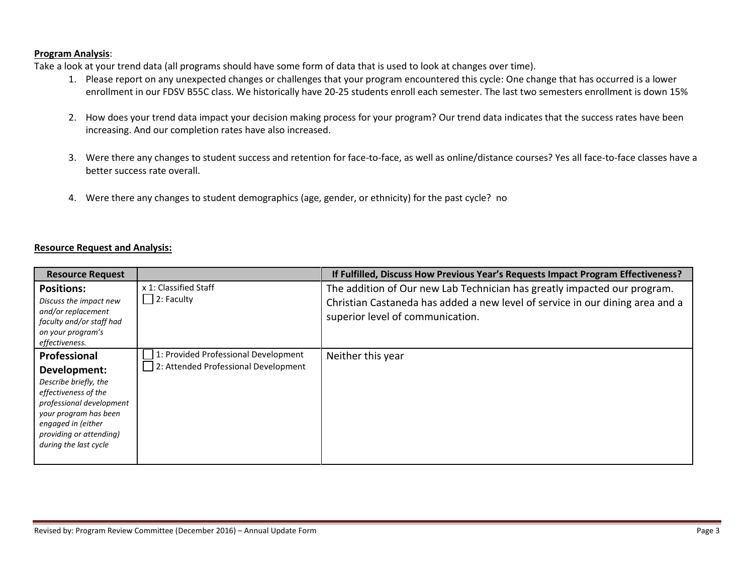**Program Analysis**:

Take a look at your trend data (all programs should have some form of data that is used to look at changes over time).

1. Please report on any unexpected changes or challenges that your program encountered this cycle: One change that has occurred is a lower enrollment in our FDSV B55C class. We historically have 20-25 students enroll each semester. The last two semesters enrollment is down 15%

2. How does your trend data impact your decision making process for your program? Our trend data indicates that the success rates have been increasing. And our completion rates have also increased.

3. Were there any changes to student success and retention for face-to-face, as well as online/distance courses? Yes all face-to-face classes have a better success rate overall.

4. Were there any changes to student demographics (age, gender, or ethnicity) for the past cycle? no

**Resource Request and Analysis:**

| Resource Request | | If Fulfilled, Discuss How Previous Year's Requests Impact Program Effectiveness? |
|---|---|---|
| **Positions:** *Discuss the impact new and/or replacement faculty and/or staff had on your program's effectiveness.* | x 1: Classified Staff<br>☐ 2: Faculty | The addition of Our new Lab Technician has greatly impacted our program. Christian Castaneda has added a new level of service in our dining area and a superior level of communication. |
| **Professional Development:** *Describe briefly, the effectiveness of the professional development your program has been engaged in (either providing or attending) during the last cycle* | ☐ 1: Provided Professional Development<br>☐ 2: Attended Professional Development | Neither this year |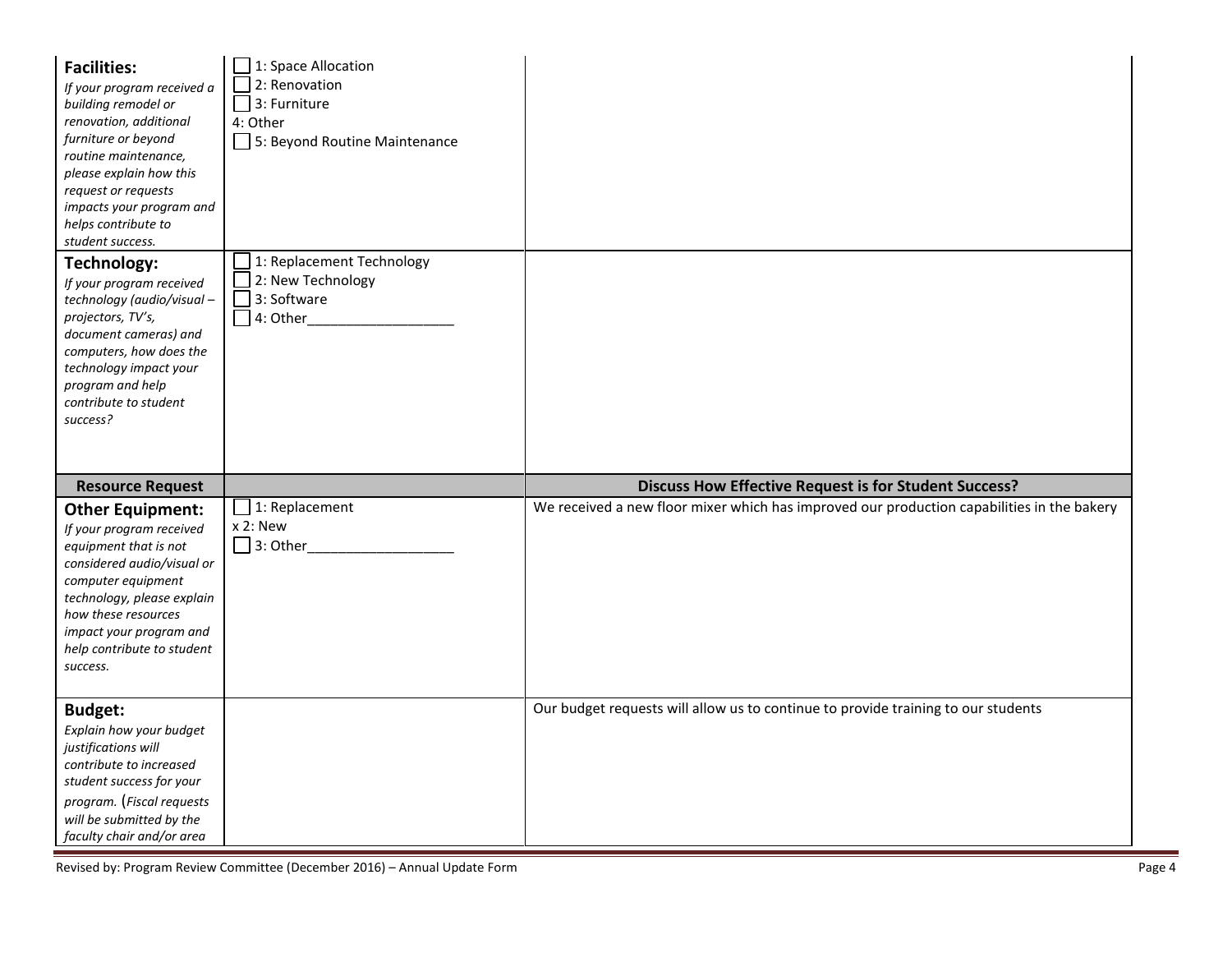| | | |
|---|---|---|
| **Facilities:** *If your program received a building remodel or renovation, additional furniture or beyond routine maintenance, please explain how this request or requests impacts your program and helps contribute to student success.* | ☐ 1: Space Allocation<br>☐ 2: Renovation<br>☐ 3: Furniture<br>4: Other<br>☐ 5: Beyond Routine Maintenance | |
| **Technology:** *If your program received technology (audio/visual – projectors, TV's, document cameras) and computers, how does the technology impact your program and help contribute to student success?* | ☐ 1: Replacement Technology<br>☐ 2: New Technology<br>☐ 3: Software<br>☐ 4: Other___________________ | |
| **Resource Request** | | **Discuss How Effective Request is for Student Success?** |
| **Other Equipment:** *If your program received equipment that is not considered audio/visual or computer equipment technology, please explain how these resources impact your program and help contribute to student success.* | ☐ 1: Replacement<br>x 2: New<br>☐ 3: Other___________________ | We received a new floor mixer which has improved our production capabilities in the bakery |
| **Budget:** *Explain how your budget justifications will contribute to increased student success for your program.* (*Fiscal requests will be submitted by the faculty chair and/or area* | | Our budget requests will allow us to continue to provide training to our students |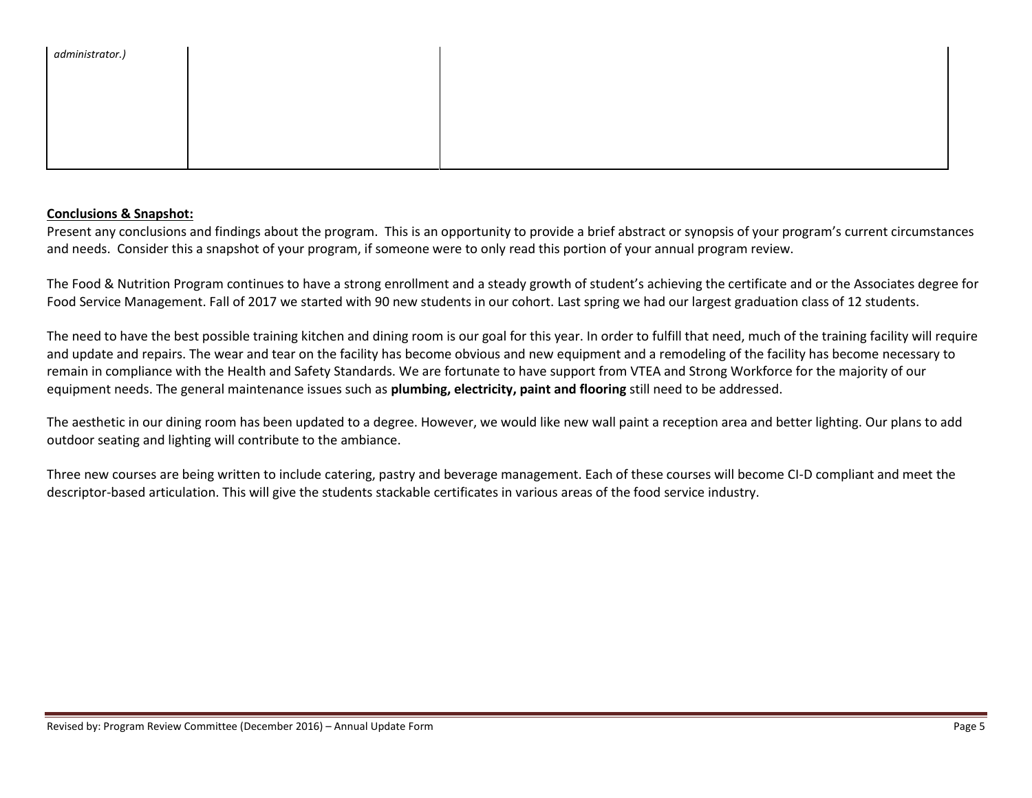| | | |
|---|---|---|
| *administrator.)* | | |

**Conclusions & Snapshot:**

Present any conclusions and findings about the program. This is an opportunity to provide a brief abstract or synopsis of your program's current circumstances and needs. Consider this a snapshot of your program, if someone were to only read this portion of your annual program review.

The Food & Nutrition Program continues to have a strong enrollment and a steady growth of student's achieving the certificate and or the Associates degree for Food Service Management. Fall of 2017 we started with 90 new students in our cohort. Last spring we had our largest graduation class of 12 students.

The need to have the best possible training kitchen and dining room is our goal for this year. In order to fulfill that need, much of the training facility will require and update and repairs. The wear and tear on the facility has become obvious and new equipment and a remodeling of the facility has become necessary to remain in compliance with the Health and Safety Standards. We are fortunate to have support from VTEA and Strong Workforce for the majority of our equipment needs. The general maintenance issues such as **plumbing, electricity, paint and flooring** still need to be addressed.

The aesthetic in our dining room has been updated to a degree. However, we would like new wall paint a reception area and better lighting. Our plans to add outdoor seating and lighting will contribute to the ambiance.

Three new courses are being written to include catering, pastry and beverage management. Each of these courses will become CI-D compliant and meet the descriptor-based articulation. This will give the students stackable certificates in various areas of the food service industry.